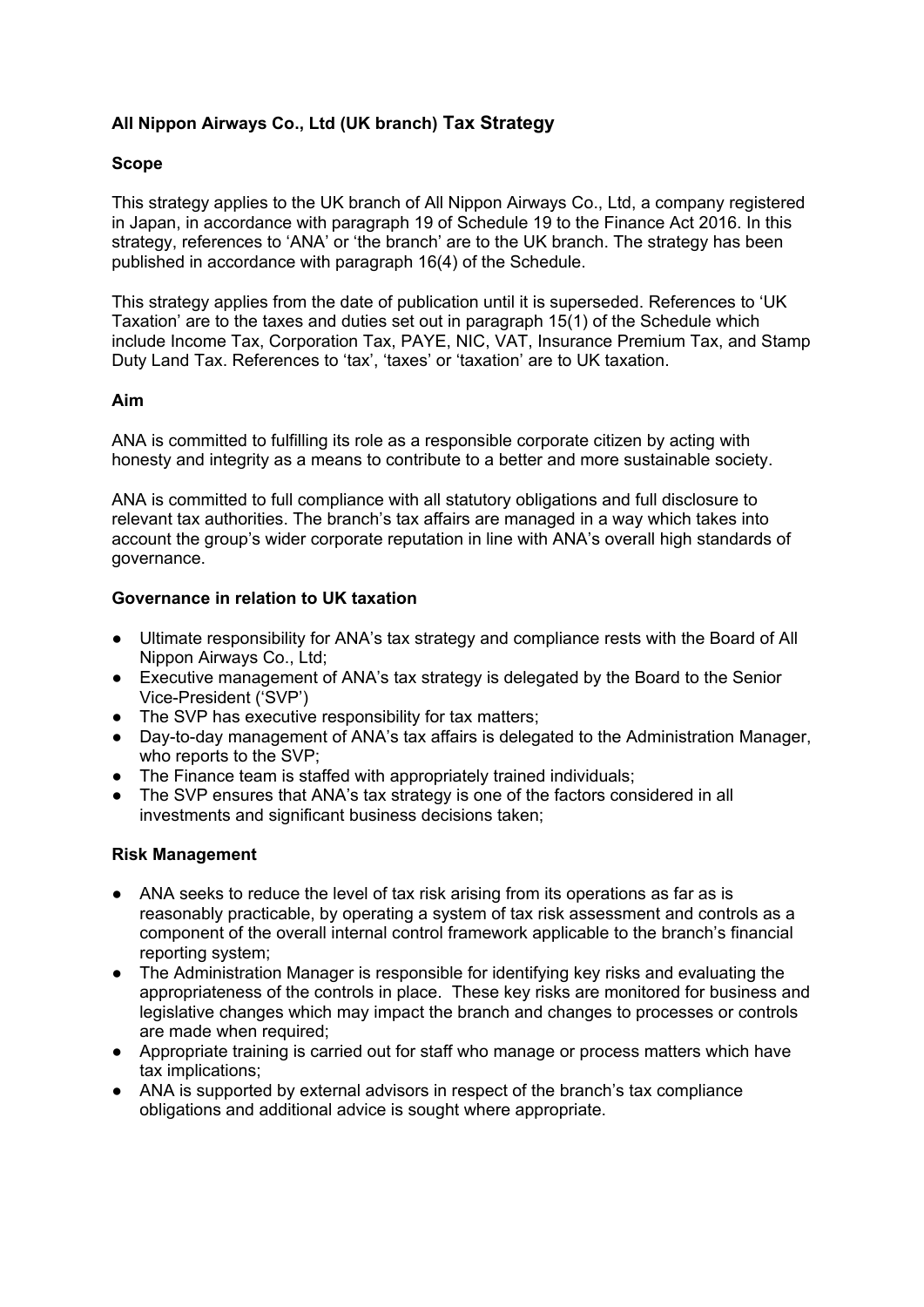# All Nippon Airways Co., Ltd (UK branch) Tax Strategy

## Scope

This strategy applies to the UK branch of All Nippon Airways Co., Ltd, a company registered in Japan, in accordance with paragraph 19 of Schedule 19 to the Finance Act 2016. In this strategy, references to 'ANA' or 'the branch' are to the UK branch. The strategy has been published in accordance with paragraph 16(4) of the Schedule.

This strategy applies from the date of publication until it is superseded. References to 'UK Taxation' are to the taxes and duties set out in paragraph 15(1) of the Schedule which include Income Tax, Corporation Tax, PAYE, NIC, VAT, Insurance Premium Tax, and Stamp Duty Land Tax. References to 'tax', 'taxes' or 'taxation' are to UK taxation.

## Aim

ANA is committed to fulfilling its role as a responsible corporate citizen by acting with honesty and integrity as a means to contribute to a better and more sustainable society.

ANA is committed to full compliance with all statutory obligations and full disclosure to relevant tax authorities. The branch's tax affairs are managed in a way which takes into account the group's wider corporate reputation in line with ANA's overall high standards of governance.

## Governance in relation to UK taxation

- Ultimate responsibility for ANA's tax strategy and compliance rests with the Board of All Nippon Airways Co., Ltd;
- Executive management of ANA's tax strategy is delegated by the Board to the Senior Vice-President ('SVP')
- The SVP has executive responsibility for tax matters;
- Day-to-day management of ANA's tax affairs is delegated to the Administration Manager, who reports to the SVP;
- The Finance team is staffed with appropriately trained individuals;
- The SVP ensures that ANA's tax strategy is one of the factors considered in all investments and significant business decisions taken;

## Risk Management

- ANA seeks to reduce the level of tax risk arising from its operations as far as is reasonably practicable, by operating a system of tax risk assessment and controls as a component of the overall internal control framework applicable to the branch's financial reporting system;
- The Administration Manager is responsible for identifying key risks and evaluating the appropriateness of the controls in place. These key risks are monitored for business and legislative changes which may impact the branch and changes to processes or controls are made when required;
- Appropriate training is carried out for staff who manage or process matters which have tax implications;
- ANA is supported by external advisors in respect of the branch's tax compliance obligations and additional advice is sought where appropriate.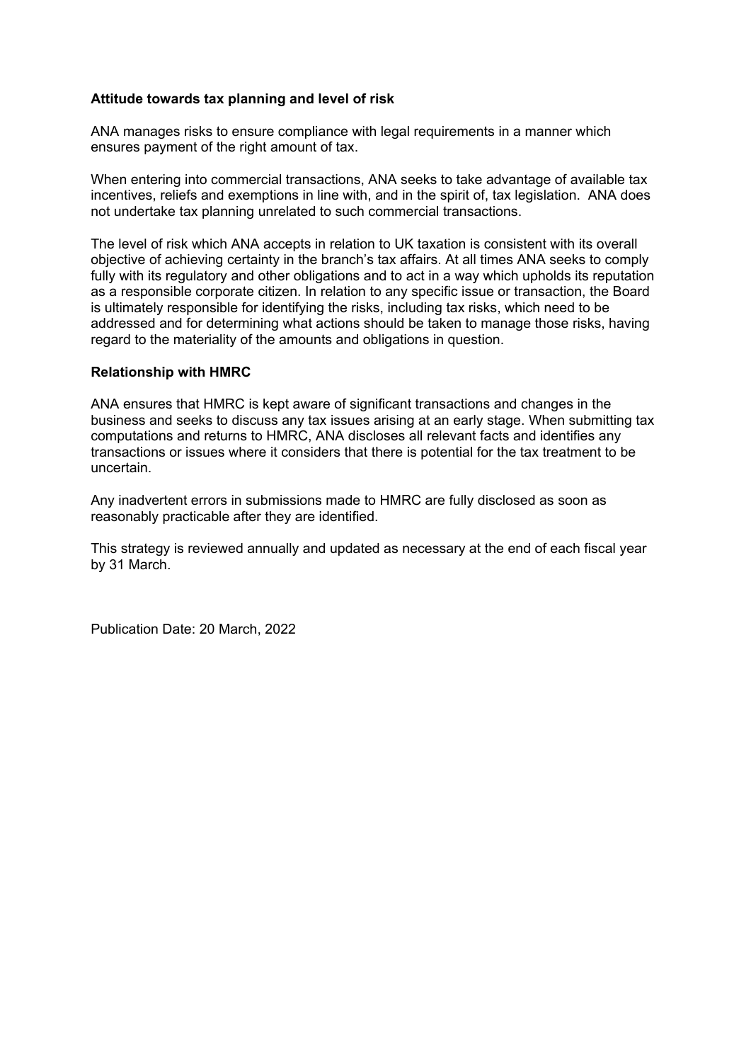**Attitude towards tax planning and level of risk**

ANA manages risks to ensure compliance with legal requirements in a manner which ensures payment of the right amount of tax.

When entering into commercial transactions, ANA seeks to take advantage of available tax incentives, reliefs and exemptions in line with, and in the spirit of, tax legislation. ANA does not undertake tax planning unrelated to such commercial transactions.

The level of risk which ANA accepts in relation to UK taxation is consistent with its overall objective of achieving certainty in the branch's tax affairs. At all times ANA seeks to comply fully with its regulatory and other obligations and to act in a way which upholds its reputation as a responsible corporate citizen. In relation to any specific issue or transaction, the Board is ultimately responsible for identifying the risks, including tax risks, which need to be addressed and for determining what actions should be taken to manage those risks, having regard to the materiality of the amounts and obligations in question.

**Relationship with HMRC**

ANA ensures that HMRC is kept aware of significant transactions and changes in the business and seeks to discuss any tax issues arising at an early stage. When submitting tax computations and returns to HMRC, ANA discloses all relevant facts and identifies any transactions or issues where it considers that there is potential for the tax treatment to be uncertain.

Any inadvertent errors in submissions made to HMRC are fully disclosed as soon as reasonably practicable after they are identified.

This strategy is reviewed annually and updated as necessary at the end of each fiscal year by 31 March.

Publication Date: 20 March, 2022